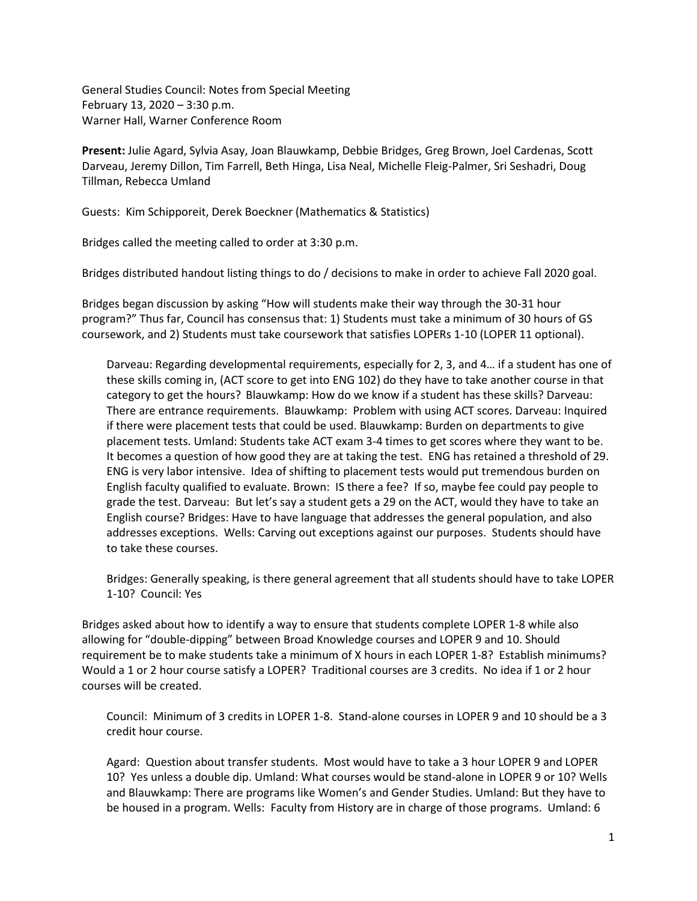General Studies Council: Notes from Special Meeting
February 13, 2020 – 3:30 p.m.
Warner Hall, Warner Conference Room

**Present:** Julie Agard, Sylvia Asay, Joan Blauwkamp, Debbie Bridges, Greg Brown, Joel Cardenas, Scott Darveau, Jeremy Dillon, Tim Farrell, Beth Hinga, Lisa Neal, Michelle Fleig-Palmer, Sri Seshadri, Doug Tillman, Rebecca Umland

Guests: Kim Schipporeit, Derek Boeckner (Mathematics & Statistics)

Bridges called the meeting called to order at 3:30 p.m.

Bridges distributed handout listing things to do / decisions to make in order to achieve Fall 2020 goal.

Bridges began discussion by asking "How will students make their way through the 30-31 hour program?" Thus far, Council has consensus that: 1) Students must take a minimum of 30 hours of GS coursework, and 2) Students must take coursework that satisfies LOPERs 1-10 (LOPER 11 optional).

> Darveau: Regarding developmental requirements, especially for 2, 3, and 4… if a student has one of these skills coming in, (ACT score to get into ENG 102) do they have to take another course in that category to get the hours? Blauwkamp: How do we know if a student has these skills? Darveau: There are entrance requirements. Blauwkamp: Problem with using ACT scores. Darveau: Inquired if there were placement tests that could be used. Blauwkamp: Burden on departments to give placement tests. Umland: Students take ACT exam 3-4 times to get scores where they want to be. It becomes a question of how good they are at taking the test. ENG has retained a threshold of 29. ENG is very labor intensive. Idea of shifting to placement tests would put tremendous burden on English faculty qualified to evaluate. Brown: IS there a fee? If so, maybe fee could pay people to grade the test. Darveau: But let's say a student gets a 29 on the ACT, would they have to take an English course? Bridges: Have to have language that addresses the general population, and also addresses exceptions. Wells: Carving out exceptions against our purposes. Students should have to take these courses.
>
> Bridges: Generally speaking, is there general agreement that all students should have to take LOPER 1-10? Council: Yes

Bridges asked about how to identify a way to ensure that students complete LOPER 1-8 while also allowing for "double-dipping" between Broad Knowledge courses and LOPER 9 and 10. Should requirement be to make students take a minimum of X hours in each LOPER 1-8? Establish minimums? Would a 1 or 2 hour course satisfy a LOPER? Traditional courses are 3 credits. No idea if 1 or 2 hour courses will be created.

> Council: Minimum of 3 credits in LOPER 1-8. Stand-alone courses in LOPER 9 and 10 should be a 3 credit hour course.
>
> Agard: Question about transfer students. Most would have to take a 3 hour LOPER 9 and LOPER 10? Yes unless a double dip. Umland: What courses would be stand-alone in LOPER 9 or 10? Wells and Blauwkamp: There are programs like Women's and Gender Studies. Umland: But they have to be housed in a program. Wells: Faculty from History are in charge of those programs. Umland: 6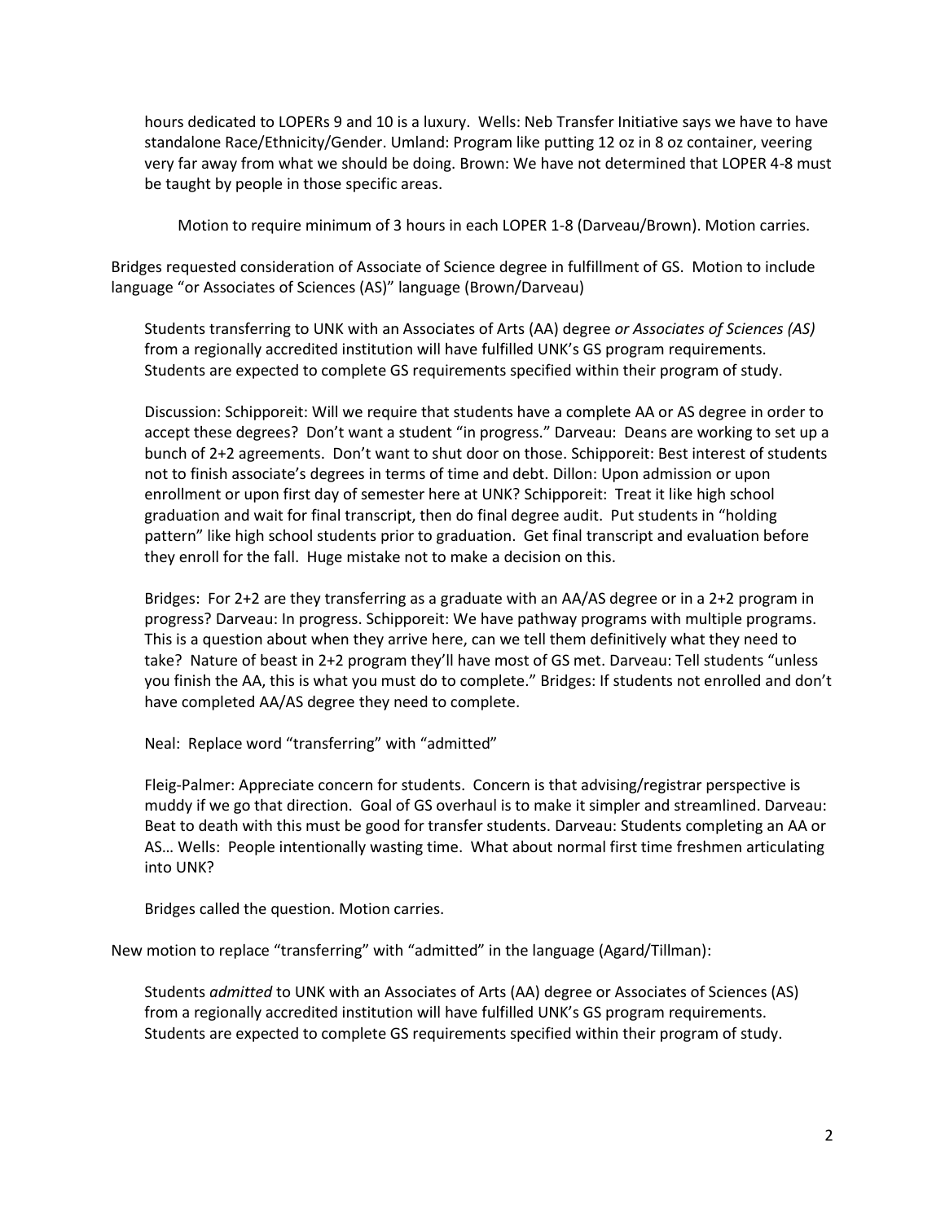hours dedicated to LOPERs 9 and 10 is a luxury. Wells: Neb Transfer Initiative says we have to have standalone Race/Ethnicity/Gender. Umland: Program like putting 12 oz in 8 oz container, veering very far away from what we should be doing. Brown: We have not determined that LOPER 4-8 must be taught by people in those specific areas.

Motion to require minimum of 3 hours in each LOPER 1-8 (Darveau/Brown). Motion carries.

Bridges requested consideration of Associate of Science degree in fulfillment of GS. Motion to include language "or Associates of Sciences (AS)" language (Brown/Darveau)

Students transferring to UNK with an Associates of Arts (AA) degree *or Associates of Sciences (AS)* from a regionally accredited institution will have fulfilled UNK's GS program requirements. Students are expected to complete GS requirements specified within their program of study.

Discussion: Schipporeit: Will we require that students have a complete AA or AS degree in order to accept these degrees? Don't want a student "in progress." Darveau: Deans are working to set up a bunch of 2+2 agreements. Don't want to shut door on those. Schipporeit: Best interest of students not to finish associate's degrees in terms of time and debt. Dillon: Upon admission or upon enrollment or upon first day of semester here at UNK? Schipporeit: Treat it like high school graduation and wait for final transcript, then do final degree audit. Put students in "holding pattern" like high school students prior to graduation. Get final transcript and evaluation before they enroll for the fall. Huge mistake not to make a decision on this.

Bridges: For 2+2 are they transferring as a graduate with an AA/AS degree or in a 2+2 program in progress? Darveau: In progress. Schipporeit: We have pathway programs with multiple programs. This is a question about when they arrive here, can we tell them definitively what they need to take? Nature of beast in 2+2 program they'll have most of GS met. Darveau: Tell students "unless you finish the AA, this is what you must do to complete." Bridges: If students not enrolled and don't have completed AA/AS degree they need to complete.

Neal: Replace word "transferring" with "admitted"

Fleig-Palmer: Appreciate concern for students. Concern is that advising/registrar perspective is muddy if we go that direction. Goal of GS overhaul is to make it simpler and streamlined. Darveau: Beat to death with this must be good for transfer students. Darveau: Students completing an AA or AS… Wells: People intentionally wasting time. What about normal first time freshmen articulating into UNK?

Bridges called the question. Motion carries.

New motion to replace "transferring" with "admitted" in the language (Agard/Tillman):

Students *admitted* to UNK with an Associates of Arts (AA) degree or Associates of Sciences (AS) from a regionally accredited institution will have fulfilled UNK's GS program requirements. Students are expected to complete GS requirements specified within their program of study.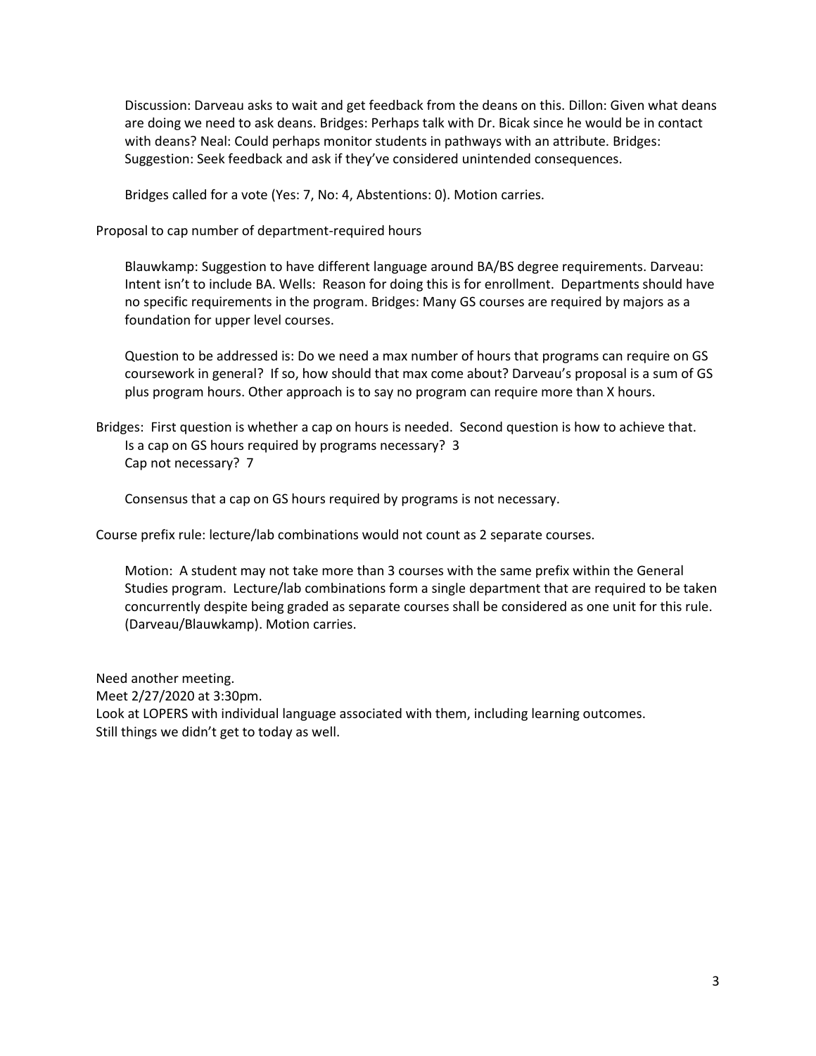Discussion: Darveau asks to wait and get feedback from the deans on this. Dillon: Given what deans are doing we need to ask deans. Bridges: Perhaps talk with Dr. Bicak since he would be in contact with deans? Neal: Could perhaps monitor students in pathways with an attribute. Bridges: Suggestion: Seek feedback and ask if they've considered unintended consequences.

Bridges called for a vote (Yes: 7, No: 4, Abstentions: 0). Motion carries.

Proposal to cap number of department-required hours

Blauwkamp: Suggestion to have different language around BA/BS degree requirements. Darveau: Intent isn't to include BA. Wells: Reason for doing this is for enrollment. Departments should have no specific requirements in the program. Bridges: Many GS courses are required by majors as a foundation for upper level courses.

Question to be addressed is: Do we need a max number of hours that programs can require on GS coursework in general? If so, how should that max come about? Darveau's proposal is a sum of GS plus program hours. Other approach is to say no program can require more than X hours.

Bridges: First question is whether a cap on hours is needed. Second question is how to achieve that.
Is a cap on GS hours required by programs necessary? 3
Cap not necessary? 7

Consensus that a cap on GS hours required by programs is not necessary.

Course prefix rule: lecture/lab combinations would not count as 2 separate courses.

Motion: A student may not take more than 3 courses with the same prefix within the General Studies program. Lecture/lab combinations form a single department that are required to be taken concurrently despite being graded as separate courses shall be considered as one unit for this rule. (Darveau/Blauwkamp). Motion carries.

Need another meeting.
Meet 2/27/2020 at 3:30pm.
Look at LOPERS with individual language associated with them, including learning outcomes.
Still things we didn't get to today as well.